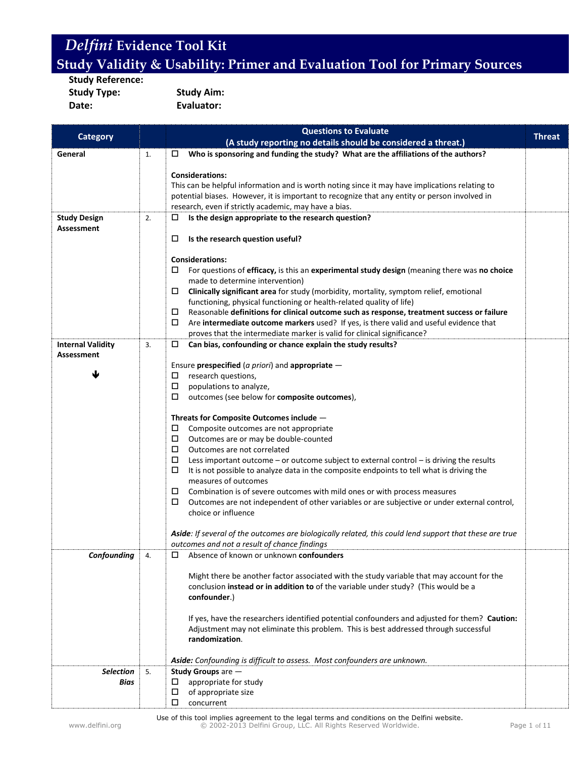# *Delfini* Evidence Tool Kit

## Study Validity & Usability: Primer and Evaluation Tool for Primary Sources

**Study Reference:**

**Study Type:** **Study Aim:**

**Date:** **Evaluator:**

| Category | | Questions to Evaluate (A study reporting no details should be considered a threat.) | Threat |
|---|---|---|---|
| **General** | 1. | ☐ **Who is sponsoring and funding the study? What are the affiliations of the authors?**<br><br>**Considerations:**<br>This can be helpful information and is worth noting since it may have implications relating to potential biases. However, it is important to recognize that any entity or person involved in research, even if strictly academic, may have a bias. | |
| **Study Design Assessment** | 2. | ☐ **Is the design appropriate to the research question?**<br><br>☐ **Is the research question useful?**<br><br>**Considerations:**<br>☐ For questions of **efficacy,** is this an **experimental study design** (meaning there was **no choice** made to determine intervention)<br>☐ **Clinically significant area** for study (morbidity, mortality, symptom relief, emotional functioning, physical functioning or health-related quality of life)<br>☐ Reasonable **definitions for clinical outcome such as response, treatment success or failure**<br>☐ Are **intermediate outcome markers** used? If yes, is there valid and useful evidence that proves that the intermediate marker is valid for clinical significance? | |
| **Internal Validity Assessment**<br><br>🡻 | 3. | ☐ **Can bias, confounding or chance explain the study results?**<br><br>Ensure **prespecified** (*a priori*) and **appropriate** —<br>☐ research questions,<br>☐ populations to analyze,<br>☐ outcomes (see below for **composite outcomes**),<br><br>**Threats for Composite Outcomes include** —<br>☐ Composite outcomes are not appropriate<br>☐ Outcomes are or may be double-counted<br>☐ Outcomes are not correlated<br>☐ Less important outcome – or outcome subject to external control – is driving the results<br>☐ It is not possible to analyze data in the composite endpoints to tell what is driving the measures of outcomes<br>☐ Combination is of severe outcomes with mild ones or with process measures<br>☐ Outcomes are not independent of other variables or are subjective or under external control, choice or influence<br><br>***Aside**: If several of the outcomes are biologically related, this could lend support that these are true outcomes and not a result of chance findings* | |
| ***Confounding*** | 4. | ☐ Absence of known or unknown **confounders**<br><br>Might there be another factor associated with the study variable that may account for the conclusion **instead or in addition to** of the variable under study? (This would be a **confounder**.)<br><br>If yes, have the researchers identified potential confounders and adjusted for them? **Caution:** Adjustment may not eliminate this problem. This is best addressed through successful **randomization**.<br><br>***Aside:** Confounding is difficult to assess. Most confounders are unknown.* | |
| ***Selection Bias*** | 5. | **Study Groups** are —<br>☐ appropriate for study<br>☐ of appropriate size<br>☐ concurrent | |

Use of this tool implies agreement to the legal terms and conditions on the Delfini website.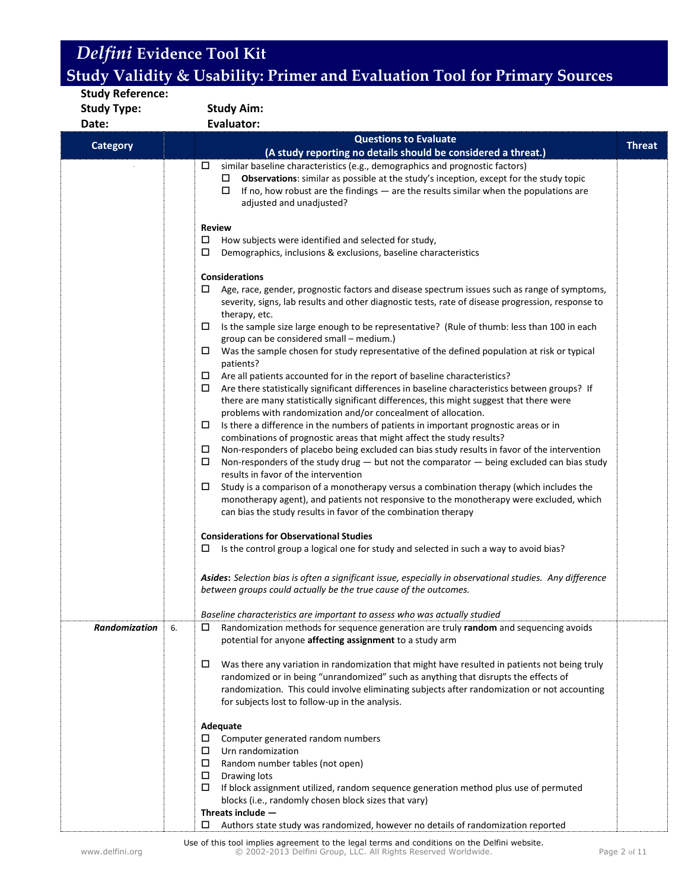# *Delfini* Evidence Tool Kit
## Study Validity & Usability: Primer and Evaluation Tool for Primary Sources

**Study Reference:**

**Study Type:** **Study Aim:**

**Date:** **Evaluator:**

| Category | | Questions to Evaluate (A study reporting no details should be considered a threat.) | Threat |
|---|---|---|---|
| | | ☐ similar baseline characteristics (e.g., demographics and prognostic factors)<br>  ☐ **Observations**: similar as possible at the study's inception, except for the study topic<br>  ☐ If no, how robust are the findings — are the results similar when the populations are adjusted and unadjusted?<br><br>**Review**<br>☐ How subjects were identified and selected for study,<br>☐ Demographics, inclusions & exclusions, baseline characteristics<br><br>**Considerations**<br>☐ Age, race, gender, prognostic factors and disease spectrum issues such as range of symptoms, severity, signs, lab results and other diagnostic tests, rate of disease progression, response to therapy, etc.<br>☐ Is the sample size large enough to be representative? (Rule of thumb: less than 100 in each group can be considered small – medium.)<br>☐ Was the sample chosen for study representative of the defined population at risk or typical patients?<br>☐ Are all patients accounted for in the report of baseline characteristics?<br>☐ Are there statistically significant differences in baseline characteristics between groups? If there are many statistically significant differences, this might suggest that there were problems with randomization and/or concealment of allocation.<br>☐ Is there a difference in the numbers of patients in important prognostic areas or in combinations of prognostic areas that might affect the study results?<br>☐ Non-responders of placebo being excluded can bias study results in favor of the intervention<br>☐ Non-responders of the study drug — but not the comparator — being excluded can bias study results in favor of the intervention<br>☐ Study is a comparison of a monotherapy versus a combination therapy (which includes the monotherapy agent), and patients not responsive to the monotherapy were excluded, which can bias the study results in favor of the combination therapy<br><br>**Considerations for Observational Studies**<br>☐ Is the control group a logical one for study and selected in such a way to avoid bias?<br><br>***Asides***: *Selection bias is often a significant issue, especially in observational studies. Any difference between groups could actually be the true cause of the outcomes.*<br><br>*Baseline characteristics are important to assess who was actually studied* | |
| ***Randomization*** | 6. | ☐ Randomization methods for sequence generation are truly **random** and sequencing avoids potential for anyone **affecting assignment** to a study arm<br><br>☐ Was there any variation in randomization that might have resulted in patients not being truly randomized or in being "unrandomized" such as anything that disrupts the effects of randomization. This could involve eliminating subjects after randomization or not accounting for subjects lost to follow-up in the analysis.<br><br>**Adequate**<br>☐ Computer generated random numbers<br>☐ Urn randomization<br>☐ Random number tables (not open)<br>☐ Drawing lots<br>☐ If block assignment utilized, random sequence generation method plus use of permuted blocks (i.e., randomly chosen block sizes that vary)<br>**Threats include —**<br>☐ Authors state study was randomized, however no details of randomization reported | |

Use of this tool implies agreement to the legal terms and conditions on the Delfini website.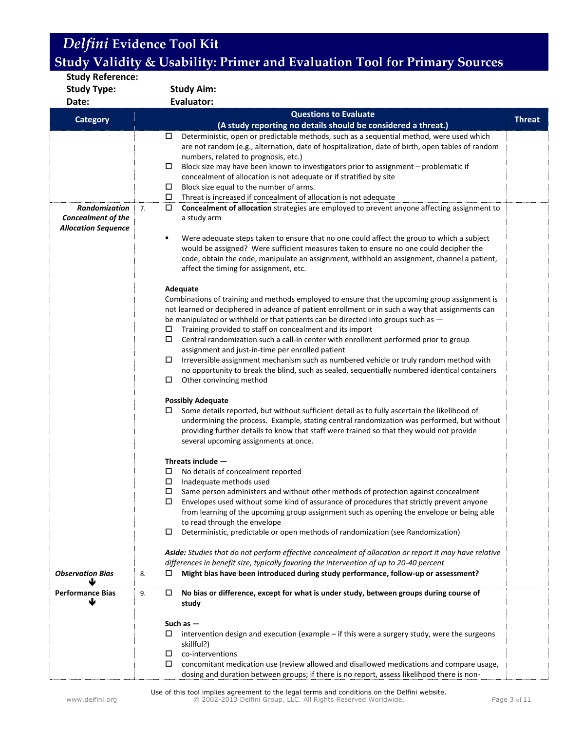# *Delfini* Evidence Tool Kit

## Study Validity & Usability: Primer and Evaluation Tool for Primary Sources

**Study Reference:**

**Study Type:** **Study Aim:**

**Date:** **Evaluator:**

| Category | | Questions to Evaluate (A study reporting no details should be considered a threat.) | Threat |
|---|---|---|---|
| | | ☐ Deterministic, open or predictable methods, such as a sequential method, were used which are not random (e.g., alternation, date of hospitalization, date of birth, open tables of random numbers, related to prognosis, etc.)<br>☐ Block size may have been known to investigators prior to assignment – problematic if concealment of allocation is not adequate or if stratified by site<br>☐ Block size equal to the number of arms.<br>☐ Threat is increased if concealment of allocation is not adequate | |
| ***Randomization Concealment of the Allocation Sequence*** | 7. | ☐ **Concealment of allocation** strategies are employed to prevent anyone affecting assignment to a study arm<br><br>▪ Were adequate steps taken to ensure that no one could affect the group to which a subject would be assigned? Were sufficient measures taken to ensure no one could decipher the code, obtain the code, manipulate an assignment, withhold an assignment, channel a patient, affect the timing for assignment, etc.<br><br>**Adequate**<br>Combinations of training and methods employed to ensure that the upcoming group assignment is not learned or deciphered in advance of patient enrollment or in such a way that assignments can be manipulated or withheld or that patients can be directed into groups such as —<br>☐ Training provided to staff on concealment and its import<br>☐ Central randomization such a call-in center with enrollment performed prior to group assignment and just-in-time per enrolled patient<br>☐ Irreversible assignment mechanism such as numbered vehicle or truly random method with no opportunity to break the blind, such as sealed, sequentially numbered identical containers<br>☐ Other convincing method<br><br>**Possibly Adequate**<br>☐ Some details reported, but without sufficient detail as to fully ascertain the likelihood of undermining the process. Example, stating central randomization was performed, but without providing further details to know that staff were trained so that they would not provide several upcoming assignments at once.<br><br>**Threats include —**<br>☐ No details of concealment reported<br>☐ Inadequate methods used<br>☐ Same person administers and without other methods of protection against concealment<br>☐ Envelopes used without some kind of assurance of procedures that strictly prevent anyone from learning of the upcoming group assignment such as opening the envelope or being able to read through the envelope<br>☐ Deterministic, predictable or open methods of randomization (see Randomization)<br><br>***Aside:*** *Studies that do not perform effective concealment of allocation or report it may have relative differences in benefit size, typically favoring the intervention of up to 20-40 percent* | |
| ***Observation Bias*** ↓ | 8. | ☐ **Might bias have been introduced during study performance, follow-up or assessment?** | |
| **Performance Bias** ↓ | 9. | ☐ **No bias or difference, except for what is under study, between groups during course of study**<br><br>Such as —<br>☐ intervention design and execution (example – if this were a surgery study, were the surgeons skillful?)<br>☐ co-interventions<br>☐ concomitant medication use (review allowed and disallowed medications and compare usage, dosing and duration between groups; if there is no report, assess likelihood there is non- | |

Use of this tool implies agreement to the legal terms and conditions on the Delfini website.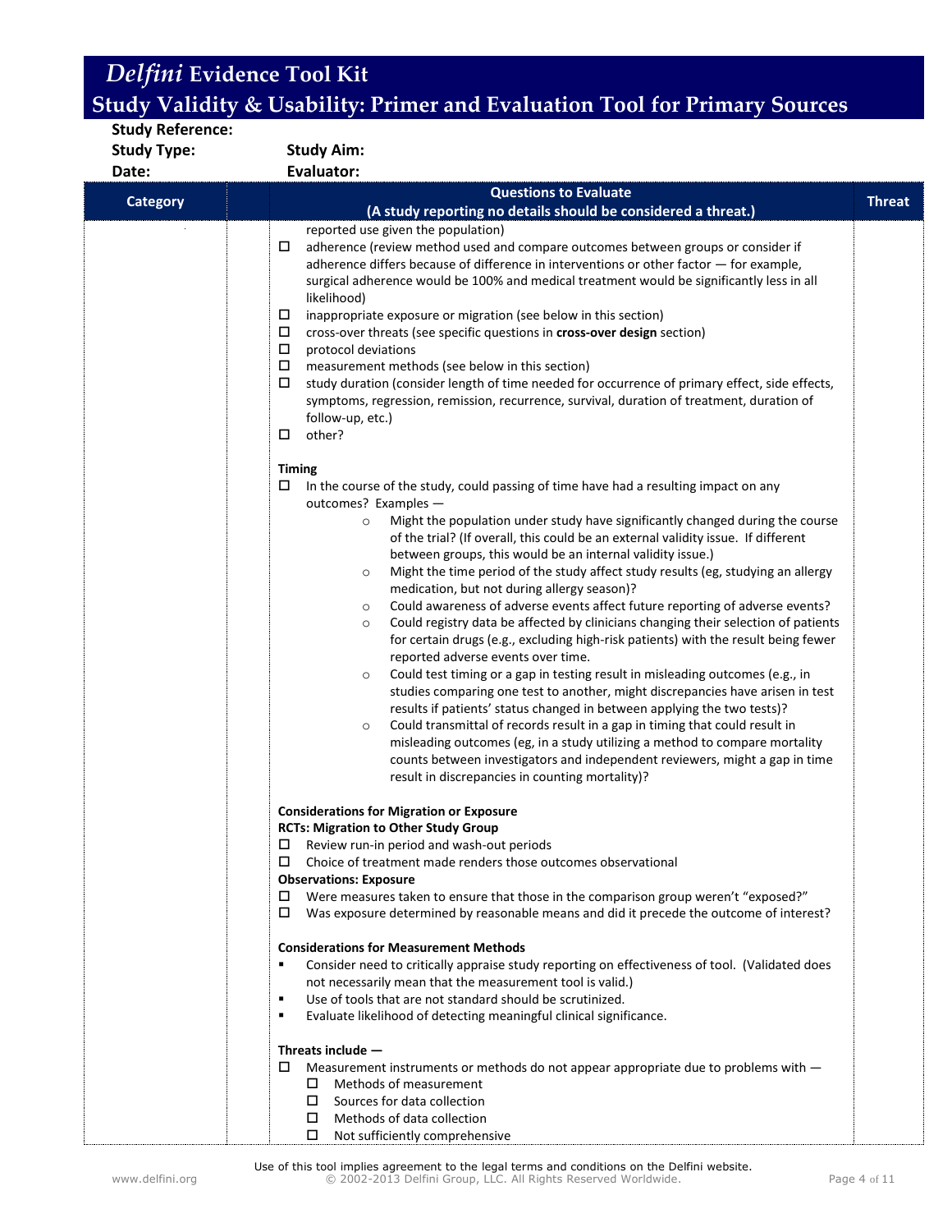# *Delfini* Evidence Tool Kit

## Study Validity & Usability: Primer and Evaluation Tool for Primary Sources

**Study Reference:**

**Study Type:** **Study Aim:**

**Date:** **Evaluator:**

| Category | Questions to Evaluate (A study reporting no details should be considered a threat.) | Threat |
|---|---|---|
| | reported use given the population) | |

- ☐ adherence (review method used and compare outcomes between groups or consider if adherence differs because of difference in interventions or other factor — for example, surgical adherence would be 100% and medical treatment would be significantly less in all likelihood)
- ☐ inappropriate exposure or migration (see below in this section)
- ☐ cross-over threats (see specific questions in **cross-over design** section)
- ☐ protocol deviations
- ☐ measurement methods (see below in this section)
- ☐ study duration (consider length of time needed for occurrence of primary effect, side effects, symptoms, regression, remission, recurrence, survival, duration of treatment, duration of follow-up, etc.)
- ☐ other?

**Timing**

- ☐ In the course of the study, could passing of time have had a resulting impact on any outcomes? Examples —
  - Might the population under study have significantly changed during the course of the trial? (If overall, this could be an external validity issue. If different between groups, this would be an internal validity issue.)
  - Might the time period of the study affect study results (eg, studying an allergy medication, but not during allergy season)?
  - Could awareness of adverse events affect future reporting of adverse events?
  - Could registry data be affected by clinicians changing their selection of patients for certain drugs (e.g., excluding high-risk patients) with the result being fewer reported adverse events over time.
  - Could test timing or a gap in testing result in misleading outcomes (e.g., in studies comparing one test to another, might discrepancies have arisen in test results if patients' status changed in between applying the two tests)?
  - Could transmittal of records result in a gap in timing that could result in misleading outcomes (eg, in a study utilizing a method to compare mortality counts between investigators and independent reviewers, might a gap in time result in discrepancies in counting mortality)?

**Considerations for Migration or Exposure**

**RCTs: Migration to Other Study Group**

- ☐ Review run-in period and wash-out periods
- ☐ Choice of treatment made renders those outcomes observational

**Observations: Exposure**

- ☐ Were measures taken to ensure that those in the comparison group weren't "exposed?"
- ☐ Was exposure determined by reasonable means and did it precede the outcome of interest?

**Considerations for Measurement Methods**

- Consider need to critically appraise study reporting on effectiveness of tool. (Validated does not necessarily mean that the measurement tool is valid.)
- Use of tools that are not standard should be scrutinized.
- Evaluate likelihood of detecting meaningful clinical significance.

**Threats include —**

- ☐ Measurement instruments or methods do not appear appropriate due to problems with —
  - ☐ Methods of measurement
  - ☐ Sources for data collection
  - ☐ Methods of data collection
  - ☐ Not sufficiently comprehensive

Use of this tool implies agreement to the legal terms and conditions on the Delfini website.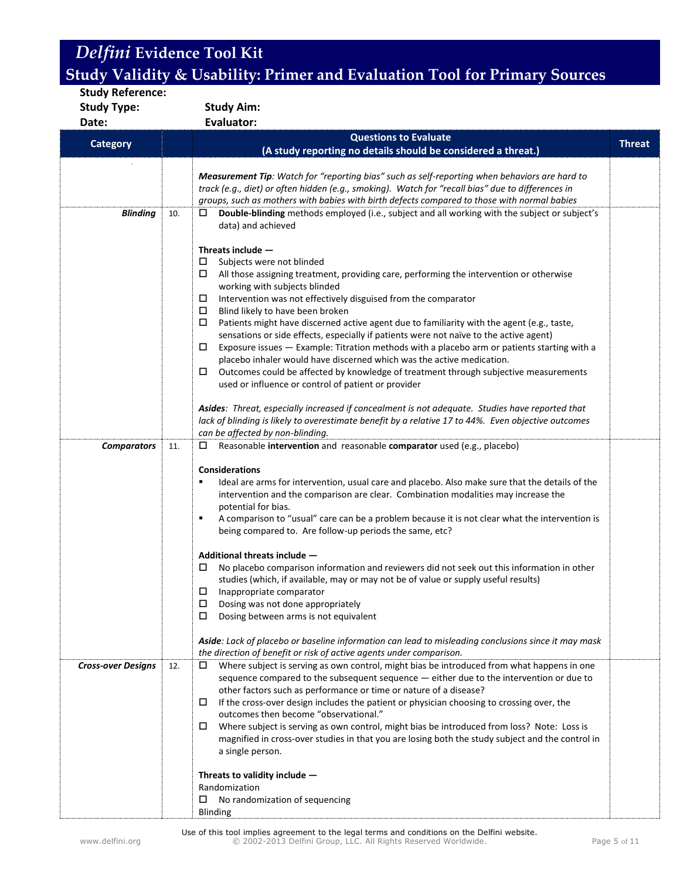# *Delfini* Evidence Tool Kit

## Study Validity & Usability: Primer and Evaluation Tool for Primary Sources

**Study Reference:**

**Study Type:** **Study Aim:**

**Date:** **Evaluator:**

| Category | | Questions to Evaluate<br>(A study reporting no details should be considered a threat.) | Threat |
|---|---|---|---|
| | | ***Measurement Tip****: Watch for "reporting bias" such as self-reporting when behaviors are hard to track (e.g., diet) or often hidden (e.g., smoking). Watch for "recall bias" due to differences in groups, such as mothers with babies with birth defects compared to those with normal babies* | |
| ***Blinding*** | 10. | ☐ **Double-blinding** methods employed (i.e., subject and all working with the subject or subject's data) and achieved<br><br>**Threats include —**<br>☐ Subjects were not blinded<br>☐ All those assigning treatment, providing care, performing the intervention or otherwise working with subjects blinded<br>☐ Intervention was not effectively disguised from the comparator<br>☐ Blind likely to have been broken<br>☐ Patients might have discerned active agent due to familiarity with the agent (e.g., taste, sensations or side effects, especially if patients were not naïve to the active agent)<br>☐ Exposure issues — Example: Titration methods with a placebo arm or patients starting with a placebo inhaler would have discerned which was the active medication.<br>☐ Outcomes could be affected by knowledge of treatment through subjective measurements used or influence or control of patient or provider<br><br>***Asides****: Threat, especially increased if concealment is not adequate. Studies have reported that lack of blinding is likely to overestimate benefit by a relative 17 to 44%. Even objective outcomes can be affected by non-blinding.* | |
| ***Comparators*** | 11. | ☐ Reasonable **intervention** and reasonable **comparator** used (e.g., placebo)<br><br>**Considerations**<br>▪ Ideal are arms for intervention, usual care and placebo. Also make sure that the details of the intervention and the comparison are clear. Combination modalities may increase the potential for bias.<br>▪ A comparison to "usual" care can be a problem because it is not clear what the intervention is being compared to. Are follow-up periods the same, etc?<br><br>**Additional threats include —**<br>☐ No placebo comparison information and reviewers did not seek out this information in other studies (which, if available, may or may not be of value or supply useful results)<br>☐ Inappropriate comparator<br>☐ Dosing was not done appropriately<br>☐ Dosing between arms is not equivalent<br><br>***Aside****: Lack of placebo or baseline information can lead to misleading conclusions since it may mask the direction of benefit or risk of active agents under comparison.* | |
| ***Cross-over Designs*** | 12. | ☐ Where subject is serving as own control, might bias be introduced from what happens in one sequence compared to the subsequent sequence — either due to the intervention or due to other factors such as performance or time or nature of a disease?<br>☐ If the cross-over design includes the patient or physician choosing to crossing over, the outcomes then become "observational."<br>☐ Where subject is serving as own control, might bias be introduced from loss? Note: Loss is magnified in cross-over studies in that you are losing both the study subject and the control in a single person.<br><br>**Threats to validity include —**<br>Randomization<br>☐ No randomization of sequencing<br>Blinding | |

Use of this tool implies agreement to the legal terms and conditions on the Delfini website.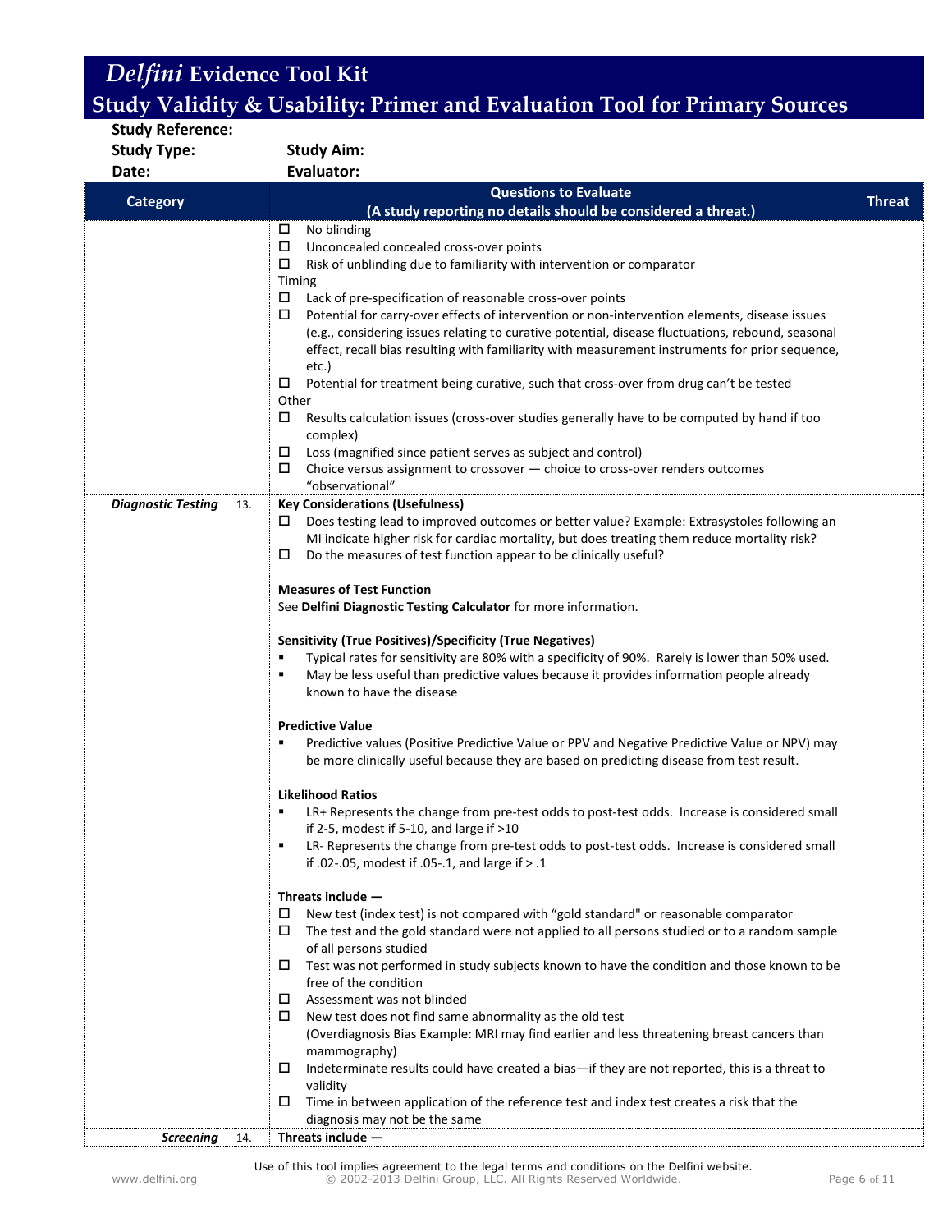# *Delfini* Evidence Tool Kit
## Study Validity & Usability: Primer and Evaluation Tool for Primary Sources

**Study Reference:**

**Study Type:** **Study Aim:**

**Date:** **Evaluator:**

| Category | | Questions to Evaluate (A study reporting no details should be considered a threat.) | Threat |
|---|---|---|---|
| | | ☐ No blinding<br>☐ Unconcealed concealed cross-over points<br>☐ Risk of unblinding due to familiarity with intervention or comparator<br>Timing<br>☐ Lack of pre-specification of reasonable cross-over points<br>☐ Potential for carry-over effects of intervention or non-intervention elements, disease issues (e.g., considering issues relating to curative potential, disease fluctuations, rebound, seasonal effect, recall bias resulting with familiarity with measurement instruments for prior sequence, etc.)<br>☐ Potential for treatment being curative, such that cross-over from drug can't be tested<br>Other<br>☐ Results calculation issues (cross-over studies generally have to be computed by hand if too complex)<br>☐ Loss (magnified since patient serves as subject and control)<br>☐ Choice versus assignment to crossover — choice to cross-over renders outcomes "observational" | |
| ***Diagnostic Testing*** | 13. | **Key Considerations (Usefulness)**<br>☐ Does testing lead to improved outcomes or better value? Example: Extrasystoles following an MI indicate higher risk for cardiac mortality, but does treating them reduce mortality risk?<br>☐ Do the measures of test function appear to be clinically useful?<br><br>**Measures of Test Function**<br>See **Delfini Diagnostic Testing Calculator** for more information.<br><br>**Sensitivity (True Positives)/Specificity (True Negatives)**<br>▪ Typical rates for sensitivity are 80% with a specificity of 90%. Rarely is lower than 50% used.<br>▪ May be less useful than predictive values because it provides information people already known to have the disease<br><br>**Predictive Value**<br>▪ Predictive values (Positive Predictive Value or PPV and Negative Predictive Value or NPV) may be more clinically useful because they are based on predicting disease from test result.<br><br>**Likelihood Ratios**<br>▪ LR+ Represents the change from pre-test odds to post-test odds. Increase is considered small if 2-5, modest if 5-10, and large if >10<br>▪ LR- Represents the change from pre-test odds to post-test odds. Increase is considered small if .02-.05, modest if .05-.1, and large if > .1<br><br>**Threats include —**<br>☐ New test (index test) is not compared with "gold standard" or reasonable comparator<br>☐ The test and the gold standard were not applied to all persons studied or to a random sample of all persons studied<br>☐ Test was not performed in study subjects known to have the condition and those known to be free of the condition<br>☐ Assessment was not blinded<br>☐ New test does not find same abnormality as the old test (Overdiagnosis Bias Example: MRI may find earlier and less threatening breast cancers than mammography)<br>☐ Indeterminate results could have created a bias—if they are not reported, this is a threat to validity<br>☐ Time in between application of the reference test and index test creates a risk that the diagnosis may not be the same | |
| ***Screening*** | 14. | **Threats include —** | |

Use of this tool implies agreement to the legal terms and conditions on the Delfini website.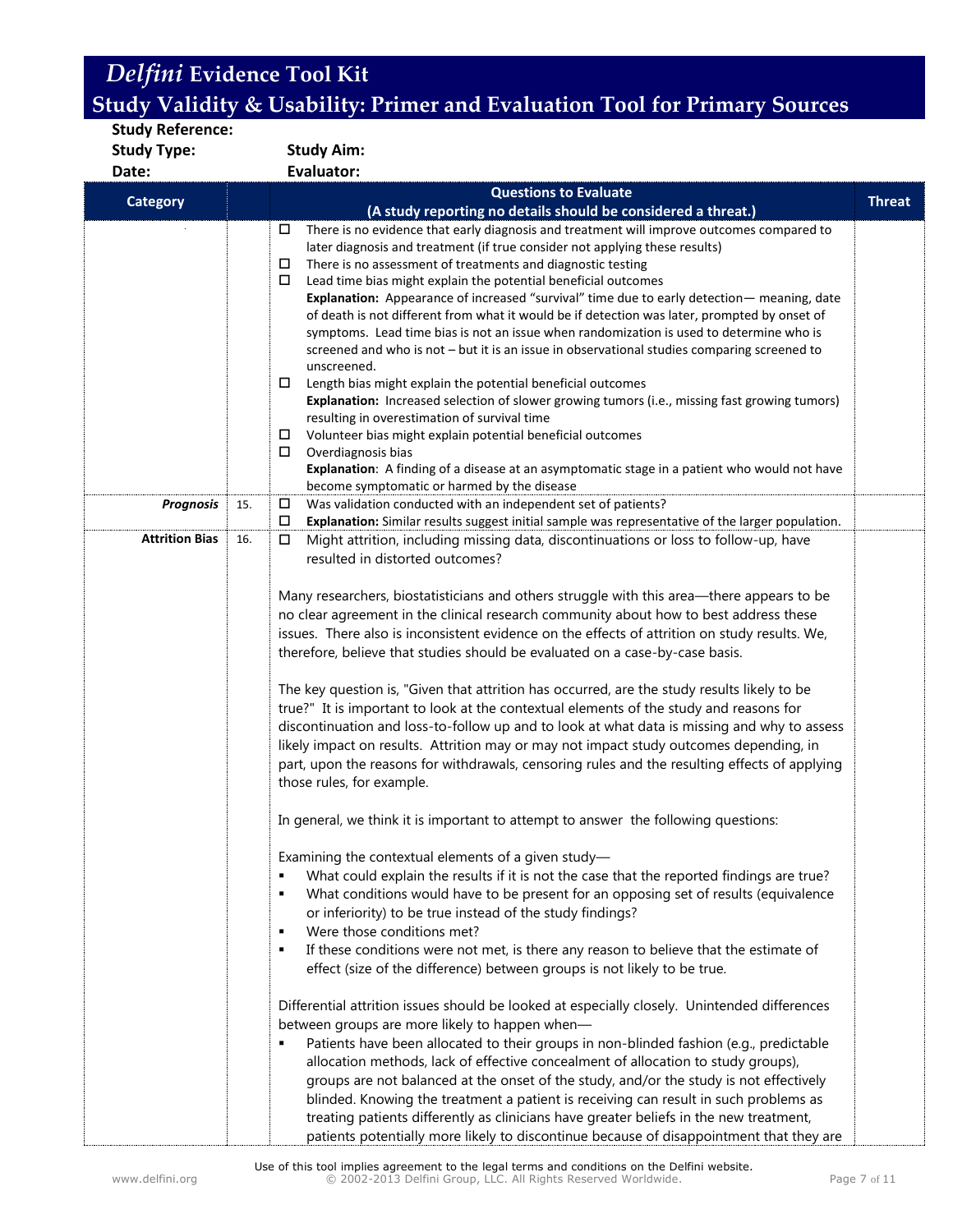# *Delfini* Evidence Tool Kit

## Study Validity & Usability: Primer and Evaluation Tool for Primary Sources

**Study Reference:**

**Study Type:** **Study Aim:**

**Date:** **Evaluator:**

| Category | | Questions to Evaluate (A study reporting no details should be considered a threat.) | Threat |
|---|---|---|---|
| | | ☐ There is no evidence that early diagnosis and treatment will improve outcomes compared to later diagnosis and treatment (if true consider not applying these results)<br>☐ There is no assessment of treatments and diagnostic testing<br>☐ Lead time bias might explain the potential beneficial outcomes<br>**Explanation:** Appearance of increased "survival" time due to early detection— meaning, date of death is not different from what it would be if detection was later, prompted by onset of symptoms. Lead time bias is not an issue when randomization is used to determine who is screened and who is not – but it is an issue in observational studies comparing screened to unscreened.<br>☐ Length bias might explain the potential beneficial outcomes<br>**Explanation:** Increased selection of slower growing tumors (i.e., missing fast growing tumors) resulting in overestimation of survival time<br>☐ Volunteer bias might explain potential beneficial outcomes<br>☐ Overdiagnosis bias<br>**Explanation**: A finding of a disease at an asymptomatic stage in a patient who would not have become symptomatic or harmed by the disease | |
| ***Prognosis*** | 15. | ☐ Was validation conducted with an independent set of patients?<br>☐ **Explanation:** Similar results suggest initial sample was representative of the larger population. | |
| **Attrition Bias** | 16. | ☐ Might attrition, including missing data, discontinuations or loss to follow-up, have resulted in distorted outcomes?<br><br>Many researchers, biostatisticians and others struggle with this area—there appears to be no clear agreement in the clinical research community about how to best address these issues. There also is inconsistent evidence on the effects of attrition on study results. We, therefore, believe that studies should be evaluated on a case-by-case basis.<br><br>The key question is, "Given that attrition has occurred, are the study results likely to be true?" It is important to look at the contextual elements of the study and reasons for discontinuation and loss-to-follow up and to look at what data is missing and why to assess likely impact on results. Attrition may or may not impact study outcomes depending, in part, upon the reasons for withdrawals, censoring rules and the resulting effects of applying those rules, for example.<br><br>In general, we think it is important to attempt to answer the following questions:<br><br>Examining the contextual elements of a given study—<br>▪ What could explain the results if it is not the case that the reported findings are true?<br>▪ What conditions would have to be present for an opposing set of results (equivalence or inferiority) to be true instead of the study findings?<br>▪ Were those conditions met?<br>▪ If these conditions were not met, is there any reason to believe that the estimate of effect (size of the difference) between groups is not likely to be true.<br><br>Differential attrition issues should be looked at especially closely. Unintended differences between groups are more likely to happen when—<br>▪ Patients have been allocated to their groups in non-blinded fashion (e.g., predictable allocation methods, lack of effective concealment of allocation to study groups), groups are not balanced at the onset of the study, and/or the study is not effectively blinded. Knowing the treatment a patient is receiving can result in such problems as treating patients differently as clinicians have greater beliefs in the new treatment, patients potentially more likely to discontinue because of disappointment that they are | |

Use of this tool implies agreement to the legal terms and conditions on the Delfini website.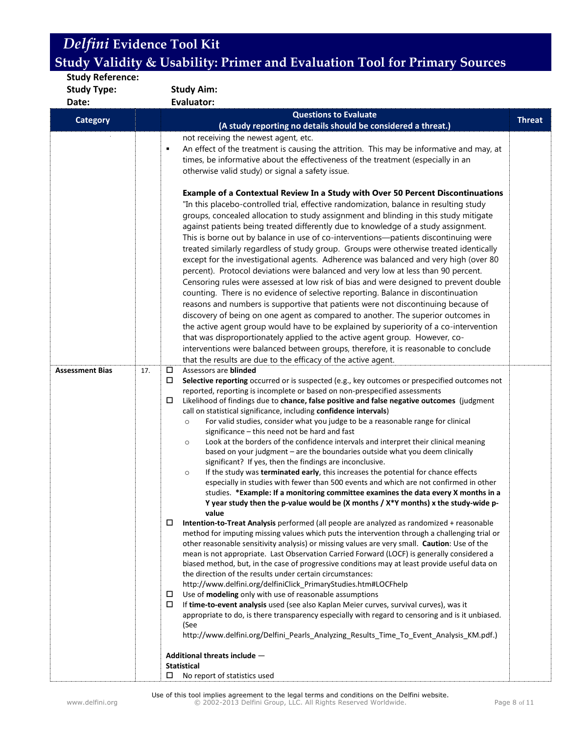# *Delfini* Evidence Tool Kit

## Study Validity & Usability: Primer and Evaluation Tool for Primary Sources

**Study Reference:**

**Study Type:** **Study Aim:**

**Date:** **Evaluator:**

| Category | | Questions to Evaluate<br>(A study reporting no details should be considered a threat.) | Threat |
|---|---|---|---|
| | | not receiving the newest agent, etc.<br>▪ An effect of the treatment is causing the attrition. This may be informative and may, at times, be informative about the effectiveness of the treatment (especially in an otherwise valid study) or signal a safety issue.<br><br>**Example of a Contextual Review In a Study with Over 50 Percent Discontinuations**<br>"In this placebo-controlled trial, effective randomization, balance in resulting study groups, concealed allocation to study assignment and blinding in this study mitigate against patients being treated differently due to knowledge of a study assignment. This is borne out by balance in use of co-interventions—patients discontinuing were treated similarly regardless of study group. Groups were otherwise treated identically except for the investigational agents. Adherence was balanced and very high (over 80 percent). Protocol deviations were balanced and very low at less than 90 percent. Censoring rules were assessed at low risk of bias and were designed to prevent double counting. There is no evidence of selective reporting. Balance in discontinuation reasons and numbers is supportive that patients were not discontinuing because of discovery of being on one agent as compared to another. The superior outcomes in the active agent group would have to be explained by superiority of a co-intervention that was disproportionately applied to the active agent group. However, co-interventions were balanced between groups, therefore, it is reasonable to conclude that the results are due to the efficacy of the active agent. | |
| **Assessment Bias** | 17. | ☐ Assessors are **blinded**<br>☐ **Selective reporting** occurred or is suspected (e.g., key outcomes or prespecified outcomes not reported, reporting is incomplete or based on non-prespecified assessments<br>☐ Likelihood of findings due to **chance, false positive and false negative outcomes** (judgment call on statistical significance, including **confidence intervals**)<br>  ○ For valid studies, consider what you judge to be a reasonable range for clinical significance – this need not be hard and fast<br>  ○ Look at the borders of the confidence intervals and interpret their clinical meaning based on your judgment – are the boundaries outside what you deem clinically significant? If yes, then the findings are inconclusive.<br>  ○ If the study was **terminated early**, this increases the potential for chance effects especially in studies with fewer than 500 events and which are not confirmed in other studies. **\*Example: If a monitoring committee examines the data every X months in a Y year study then the p-value would be (X months / X\*Y months) x the study-wide p-value**<br>☐ **Intention-to-Treat Analysis** performed (all people are analyzed as randomized + reasonable method for imputing missing values which puts the intervention through a challenging trial or other reasonable sensitivity analysis) or missing values are very small. **Caution**: Use of the mean is not appropriate. Last Observation Carried Forward (LOCF) is generally considered a biased method, but, in the case of progressive conditions may at least provide useful data on the direction of the results under certain circumstances: http://www.delfini.org/delfiniClick_PrimaryStudies.htm#LOCFhelp<br>☐ Use of **modeling** only with use of reasonable assumptions<br>☐ If **time-to-event analysis** used (see also Kaplan Meier curves, survival curves), was it appropriate to do, is there transparency especially with regard to censoring and is it unbiased. (See http://www.delfini.org/Delfini_Pearls_Analyzing_Results_Time_To_Event_Analysis_KM.pdf.)<br><br>**Additional threats include —**<br>**Statistical**<br>☐ No report of statistics used | |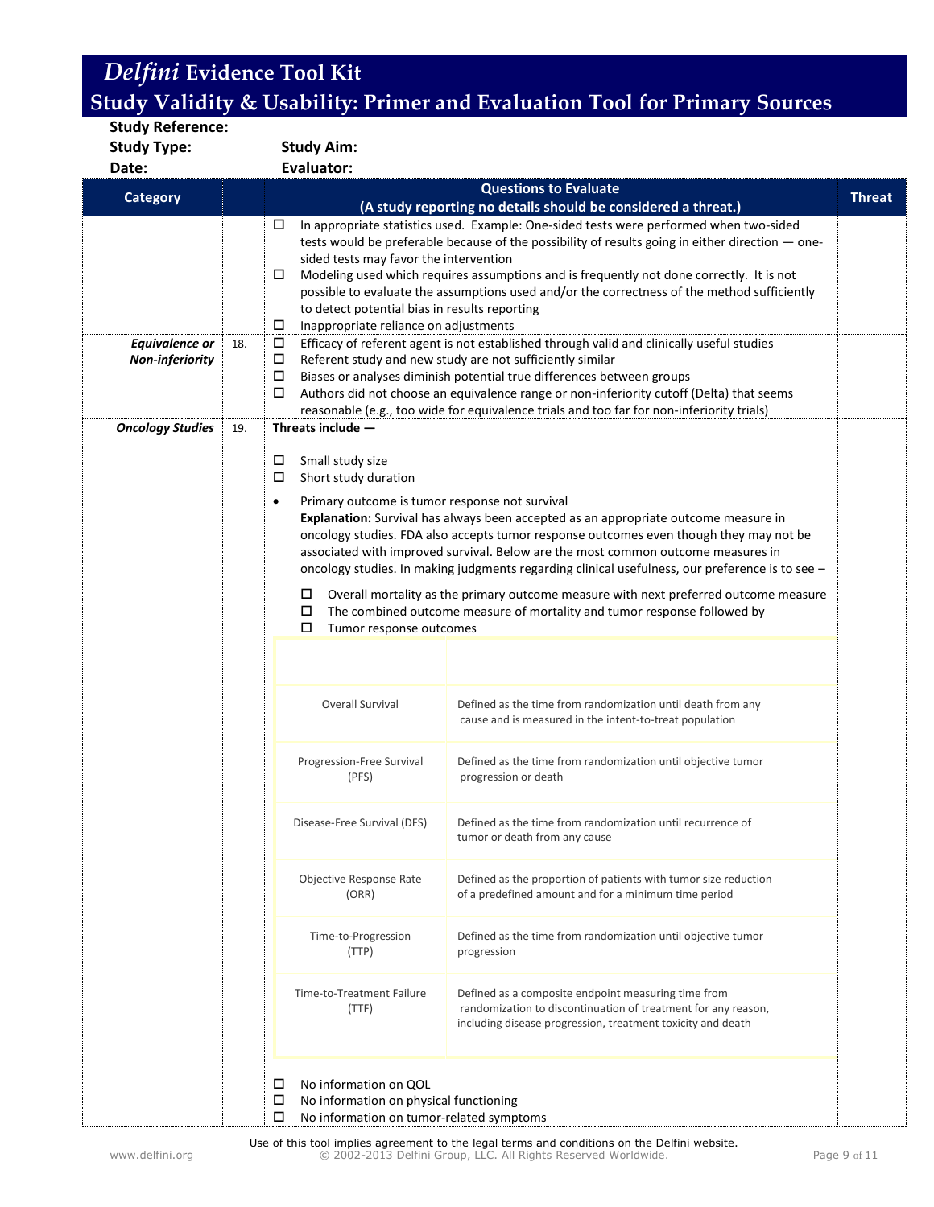# *Delfini* Evidence Tool Kit

## Study Validity & Usability: Primer and Evaluation Tool for Primary Sources

**Study Reference:**

**Study Type:** **Study Aim:**

**Date:** **Evaluator:**

| Category | | Questions to Evaluate (A study reporting no details should be considered a threat.) | Threat |
|---|---|---|---|
| | | ☐ In appropriate statistics used. Example: One-sided tests were performed when two-sided tests would be preferable because of the possibility of results going in either direction — one-sided tests may favor the intervention<br>☐ Modeling used which requires assumptions and is frequently not done correctly. It is not possible to evaluate the assumptions used and/or the correctness of the method sufficiently to detect potential bias in results reporting<br>☐ Inappropriate reliance on adjustments | |
| ***Equivalence or Non-inferiority*** | 18. | ☐ Efficacy of referent agent is not established through valid and clinically useful studies<br>☐ Referent study and new study are not sufficiently similar<br>☐ Biases or analyses diminish potential true differences between groups<br>☐ Authors did not choose an equivalence range or non-inferiority cutoff (Delta) that seems reasonable (e.g., too wide for equivalence trials and too far for non-inferiority trials) | |
| ***Oncology Studies*** | 19. | **Threats include —**<br>☐ Small study size<br>☐ Short study duration<br>• Primary outcome is tumor response not survival<br>**Explanation:** Survival has always been accepted as an appropriate outcome measure in oncology studies. FDA also accepts tumor response outcomes even though they may not be associated with improved survival. Below are the most common outcome measures in oncology studies. In making judgments regarding clinical usefulness, our preference is to see –<br>☐ Overall mortality as the primary outcome measure with next preferred outcome measure<br>☐ The combined outcome measure of mortality and tumor response followed by<br>☐ Tumor response outcomes<br>(see outcome measures table below)<br>☐ No information on QOL<br>☐ No information on physical functioning<br>☐ No information on tumor-related symptoms | |

| | |
|---|---|
| Overall Survival | Defined as the time from randomization until death from any cause and is measured in the intent-to-treat population |
| Progression-Free Survival (PFS) | Defined as the time from randomization until objective tumor progression or death |
| Disease-Free Survival (DFS) | Defined as the time from randomization until recurrence of tumor or death from any cause |
| Objective Response Rate (ORR) | Defined as the proportion of patients with tumor size reduction of a predefined amount and for a minimum time period |
| Time-to-Progression (TTP) | Defined as the time from randomization until objective tumor progression |
| Time-to-Treatment Failure (TTF) | Defined as a composite endpoint measuring time from randomization to discontinuation of treatment for any reason, including disease progression, treatment toxicity and death |

Use of this tool implies agreement to the legal terms and conditions on the Delfini website.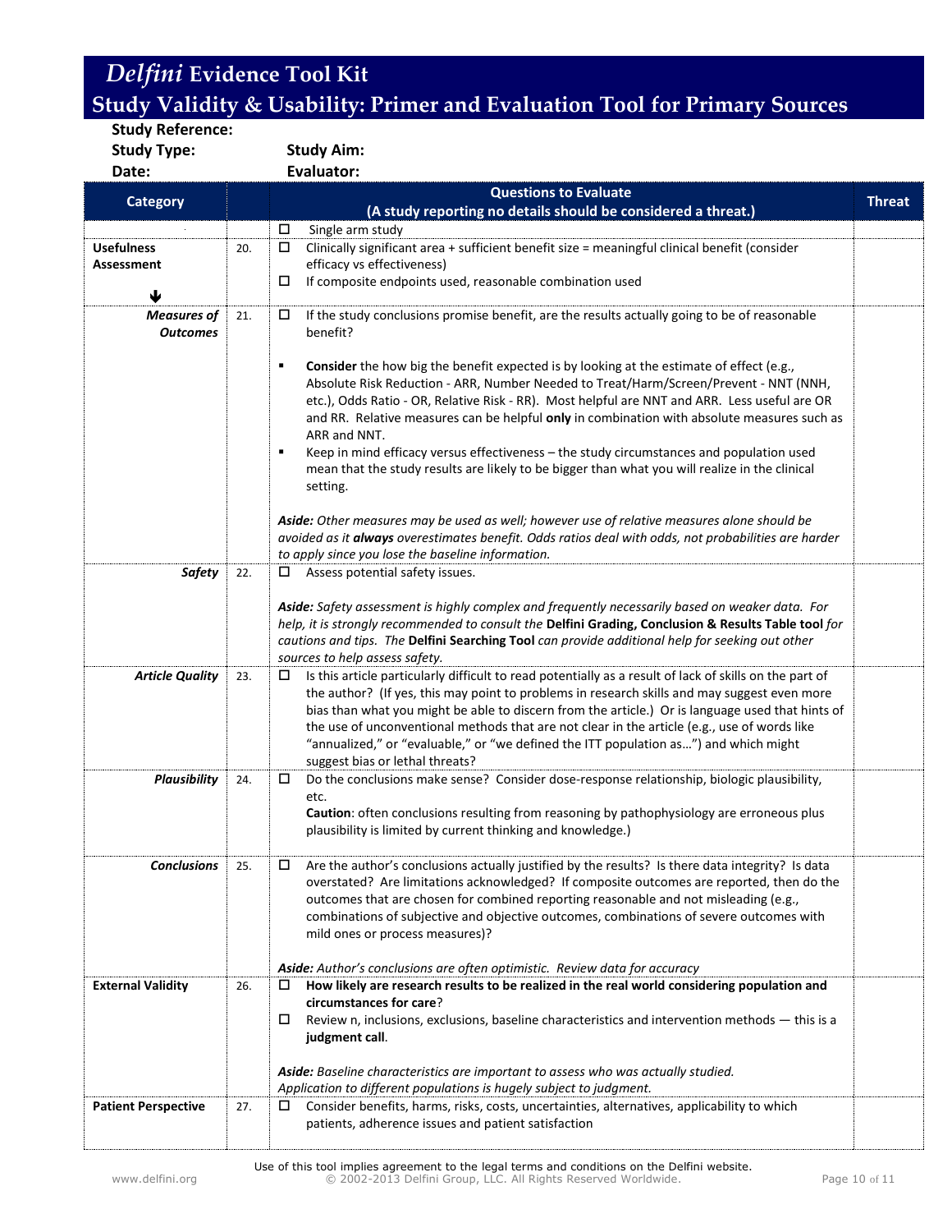# *Delfini* Evidence Tool Kit

## Study Validity & Usability: Primer and Evaluation Tool for Primary Sources

**Study Reference:**

**Study Type:** **Study Aim:**

**Date:** **Evaluator:**

| Category | | Questions to Evaluate (A study reporting no details should be considered a threat.) | Threat |
|---|---|---|---|
| | | ☐ Single arm study | |
| **Usefulness Assessment** ↓ | 20. | ☐ Clinically significant area + sufficient benefit size = meaningful clinical benefit (consider efficacy vs effectiveness)<br>☐ If composite endpoints used, reasonable combination used | |
| ***Measures of Outcomes*** | 21. | ☐ If the study conclusions promise benefit, are the results actually going to be of reasonable benefit?<br><br>▪ **Consider** the how big the benefit expected is by looking at the estimate of effect (e.g., Absolute Risk Reduction - ARR, Number Needed to Treat/Harm/Screen/Prevent - NNT (NNH, etc.), Odds Ratio - OR, Relative Risk - RR). Most helpful are NNT and ARR. Less useful are OR and RR. Relative measures can be helpful **only** in combination with absolute measures such as ARR and NNT.<br>▪ Keep in mind efficacy versus effectiveness – the study circumstances and population used mean that the study results are likely to be bigger than what you will realize in the clinical setting.<br><br>***Aside:*** *Other measures may be used as well; however use of relative measures alone should be avoided as it **always** overestimates benefit. Odds ratios deal with odds, not probabilities are harder to apply since you lose the baseline information.* | |
| ***Safety*** | 22. | ☐ Assess potential safety issues.<br><br>***Aside:*** *Safety assessment is highly complex and frequently necessarily based on weaker data. For help, it is strongly recommended to consult the* **Delfini Grading, Conclusion & Results Table tool** *for cautions and tips. The* **Delfini Searching Tool** *can provide additional help for seeking out other sources to help assess safety.* | |
| ***Article Quality*** | 23. | ☐ Is this article particularly difficult to read potentially as a result of lack of skills on the part of the author? (If yes, this may point to problems in research skills and may suggest even more bias than what you might be able to discern from the article.) Or is language used that hints of the use of unconventional methods that are not clear in the article (e.g., use of words like "annualized," or "evaluable," or "we defined the ITT population as…") and which might suggest bias or lethal threats? | |
| ***Plausibility*** | 24. | ☐ Do the conclusions make sense? Consider dose-response relationship, biologic plausibility, etc.<br>**Caution**: often conclusions resulting from reasoning by pathophysiology are erroneous plus plausibility is limited by current thinking and knowledge.) | |
| ***Conclusions*** | 25. | ☐ Are the author's conclusions actually justified by the results? Is there data integrity? Is data overstated? Are limitations acknowledged? If composite outcomes are reported, then do the outcomes that are chosen for combined reporting reasonable and not misleading (e.g., combinations of subjective and objective outcomes, combinations of severe outcomes with mild ones or process measures)?<br><br>***Aside:*** *Author's conclusions are often optimistic. Review data for accuracy* | |
| **External Validity** | 26. | ☐ **How likely are research results to be realized in the real world considering population and circumstances for care**?<br>☐ Review n, inclusions, exclusions, baseline characteristics and intervention methods — this is a **judgment call**.<br><br>***Aside:*** *Baseline characteristics are important to assess who was actually studied. Application to different populations is hugely subject to judgment.* | |
| **Patient Perspective** | 27. | ☐ Consider benefits, harms, risks, costs, uncertainties, alternatives, applicability to which patients, adherence issues and patient satisfaction | |

Use of this tool implies agreement to the legal terms and conditions on the Delfini website.
© 2002-2013 Delfini Group, LLC. All Rights Reserved Worldwide.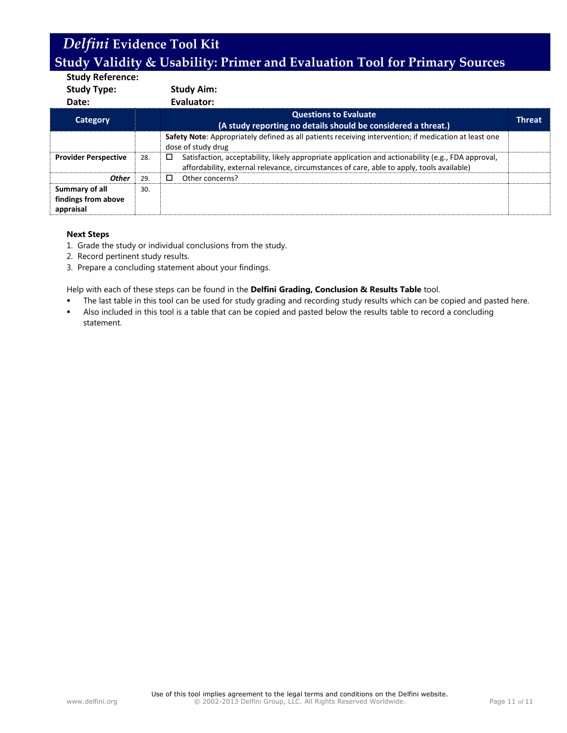# *Delfini* Evidence Tool Kit

## Study Validity & Usability: Primer and Evaluation Tool for Primary Sources

**Study Reference:**

**Study Type:** **Study Aim:**

**Date:** **Evaluator:**

| Category | | Questions to Evaluate (A study reporting no details should be considered a threat.) | Threat |
|---|---|---|---|
| | | **Safety Note**: Appropriately defined as all patients receiving intervention; if medication at least one dose of study drug | |
| **Provider Perspective** | 28. | ☐ Satisfaction, acceptability, likely appropriate application and actionability (e.g., FDA approval, affordability, external relevance, circumstances of care, able to apply, tools available) | |
| ***Other*** | 29. | ☐ Other concerns? | |
| **Summary of all findings from above appraisal** | 30. | | |

**Next Steps**

1. Grade the study or individual conclusions from the study.
2. Record pertinent study results.
3. Prepare a concluding statement about your findings.

Help with each of these steps can be found in the **Delfini Grading, Conclusion & Results Table** tool.

- The last table in this tool can be used for study grading and recording study results which can be copied and pasted here.
- Also included in this tool is a table that can be copied and pasted below the results table to record a concluding statement.

Use of this tool implies agreement to the legal terms and conditions on the Delfini website.

www.delfini.org © 2002-2013 Delfini Group, LLC. All Rights Reserved Worldwide.